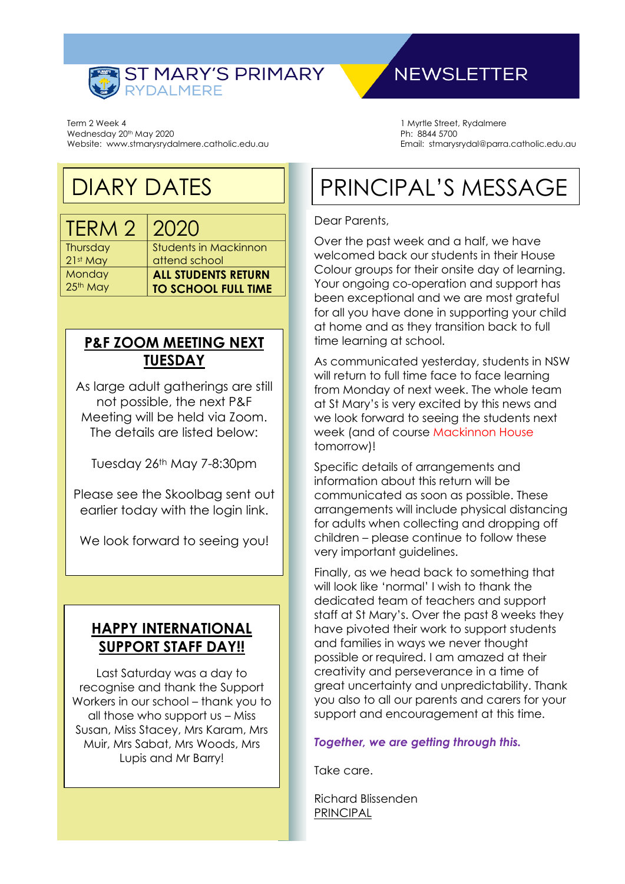# ST MARY'S PRIMARY RYDALMERE NEWSLETTER

Term 2 Week 4
Wednesday 20th May 2020
Website: www.stmarysrydalmere.catholic.edu.au

1 Myrtle Street, Rydalmere
Ph: 8844 5700
Email: stmarysrydal@parra.catholic.edu.au

## DIARY DATES

| TERM 2 | 2020 |
| --- | --- |
| Thursday 21st May | Students in Mackinnon attend school |
| Monday 25th May | **ALL STUDENTS RETURN TO SCHOOL FULL TIME** |

### P&F ZOOM MEETING NEXT TUESDAY

As large adult gatherings are still not possible, the next P&F Meeting will be held via Zoom. The details are listed below:

Tuesday 26th May 7-8:30pm

Please see the Skoolbag sent out earlier today with the login link.

We look forward to seeing you!

### HAPPY INTERNATIONAL SUPPORT STAFF DAY!!

Last Saturday was a day to recognise and thank the Support Workers in our school – thank you to all those who support us – Miss Susan, Miss Stacey, Mrs Karam, Mrs Muir, Mrs Sabat, Mrs Woods, Mrs Lupis and Mr Barry!

## PRINCIPAL'S MESSAGE

Dear Parents,

Over the past week and a half, we have welcomed back our students in their House Colour groups for their onsite day of learning. Your ongoing co-operation and support has been exceptional and we are most grateful for all you have done in supporting your child at home and as they transition back to full time learning at school.

As communicated yesterday, students in NSW will return to full time face to face learning from Monday of next week. The whole team at St Mary's is very excited by this news and we look forward to seeing the students next week (and of course Mackinnon House tomorrow)!

Specific details of arrangements and information about this return will be communicated as soon as possible. These arrangements will include physical distancing for adults when collecting and dropping off children – please continue to follow these very important guidelines.

Finally, as we head back to something that will look like 'normal' I wish to thank the dedicated team of teachers and support staff at St Mary's. Over the past 8 weeks they have pivoted their work to support students and families in ways we never thought possible or required. I am amazed at their creativity and perseverance in a time of great uncertainty and unpredictability. Thank you also to all our parents and carers for your support and encouragement at this time.

***Together, we are getting through this.***

Take care.

Richard Blissenden
PRINCIPAL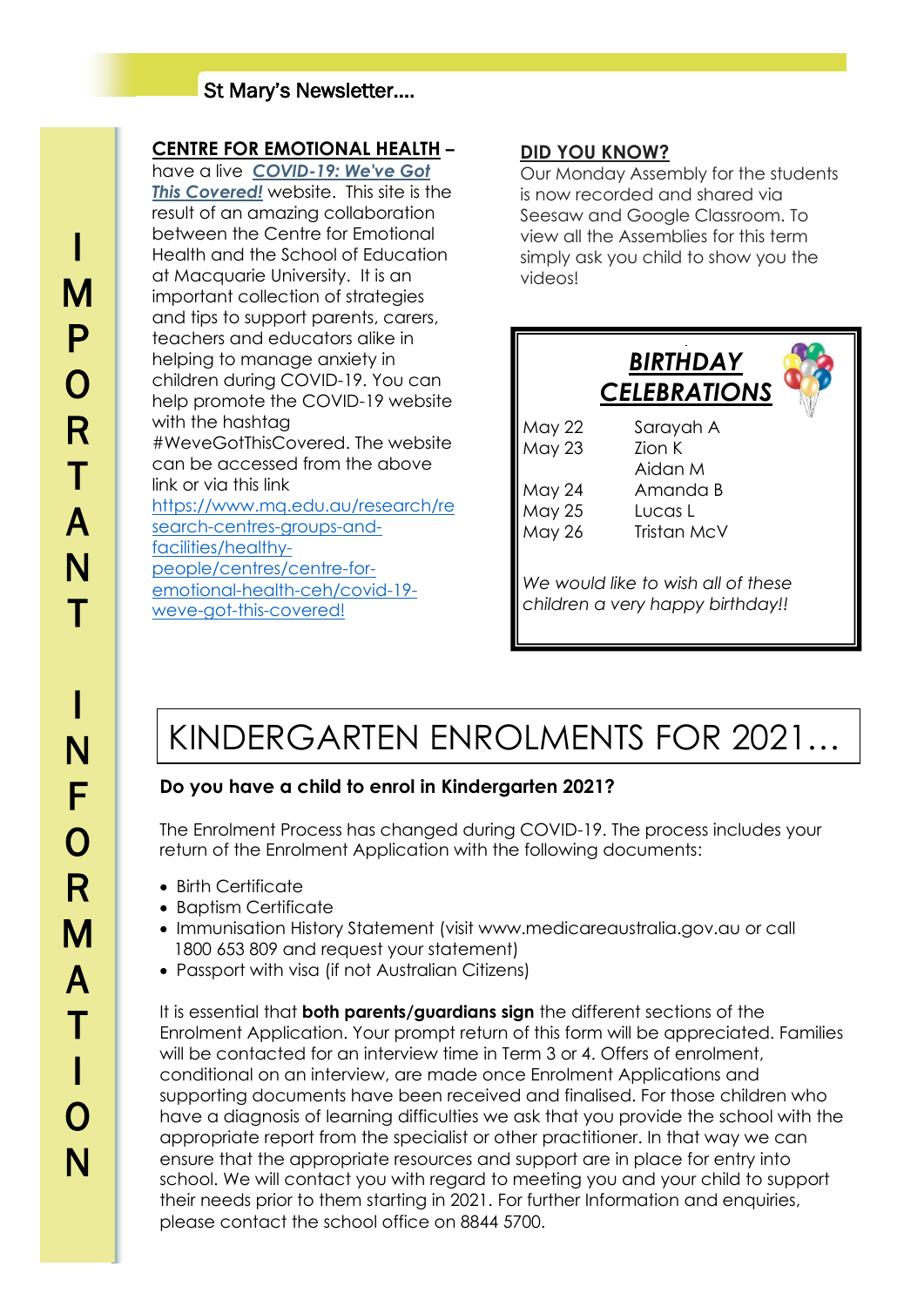St Mary's Newsletter....

IMPORTANT INFORMATION

**CENTRE FOR EMOTIONAL HEALTH** – have a live ***COVID-19: We've Got This Covered!*** website. This site is the result of an amazing collaboration between the Centre for Emotional Health and the School of Education at Macquarie University. It is an important collection of strategies and tips to support parents, carers, teachers and educators alike in helping to manage anxiety in children during COVID-19. You can help promote the COVID-19 website with the hashtag #WeveGotThisCovered. The website can be accessed from the above link or via this link https://www.mq.edu.au/research/research-centres-groups-and-facilities/healthy-people/centres/centre-for-emotional-health-ceh/covid-19-weve-got-this-covered!

**DID YOU KNOW?**

Our Monday Assembly for the students is now recorded and shared via Seesaw and Google Classroom. To view all the Assemblies for this term simply ask you child to show you the videos!

***BIRTHDAY CELEBRATIONS***

| | |
|---|---|
| May 22 | Sarayah A |
| May 23 | Zion K |
| | Aidan M |
| May 24 | Amanda B |
| May 25 | Lucas L |
| May 26 | Tristan McV |

*We would like to wish all of these children a very happy birthday!!*

# KINDERGARTEN ENROLMENTS FOR 2021…

**Do you have a child to enrol in Kindergarten 2021?**

The Enrolment Process has changed during COVID-19. The process includes your return of the Enrolment Application with the following documents:

- Birth Certificate
- Baptism Certificate
- Immunisation History Statement (visit www.medicareaustralia.gov.au or call 1800 653 809 and request your statement)
- Passport with visa (if not Australian Citizens)

It is essential that **both parents/guardians sign** the different sections of the Enrolment Application. Your prompt return of this form will be appreciated. Families will be contacted for an interview time in Term 3 or 4. Offers of enrolment, conditional on an interview, are made once Enrolment Applications and supporting documents have been received and finalised. For those children who have a diagnosis of learning difficulties we ask that you provide the school with the appropriate report from the specialist or other practitioner. In that way we can ensure that the appropriate resources and support are in place for entry into school. We will contact you with regard to meeting you and your child to support their needs prior to them starting in 2021. For further Information and enquiries, please contact the school office on 8844 5700.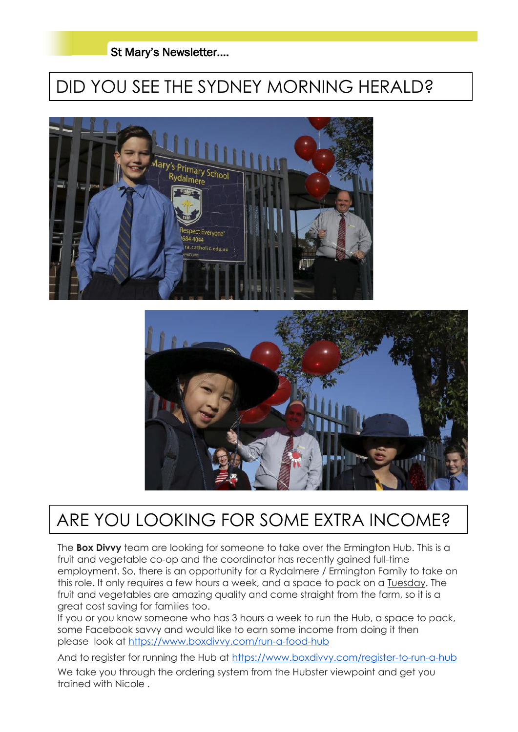# DID YOU SEE THE SYDNEY MORNING HERALD?

# ARE YOU LOOKING FOR SOME EXTRA INCOME?

The **Box Divvy** team are looking for someone to take over the Ermington Hub. This is a fruit and vegetable co-op and the coordinator has recently gained full-time employment. So, there is an opportunity for a Rydalmere / Ermington Family to take on this role. It only requires a few hours a week, and a space to pack on a Tuesday. The fruit and vegetables are amazing quality and come straight from the farm, so it is a great cost saving for families too.

If you or you know someone who has 3 hours a week to run the Hub, a space to pack, some Facebook savvy and would like to earn some income from doing it then please look at https://www.boxdivvy.com/run-a-food-hub

And to register for running the Hub at https://www.boxdivvy.com/register-to-run-a-hub

We take you through the ordering system from the Hubster viewpoint and get you trained with Nicole .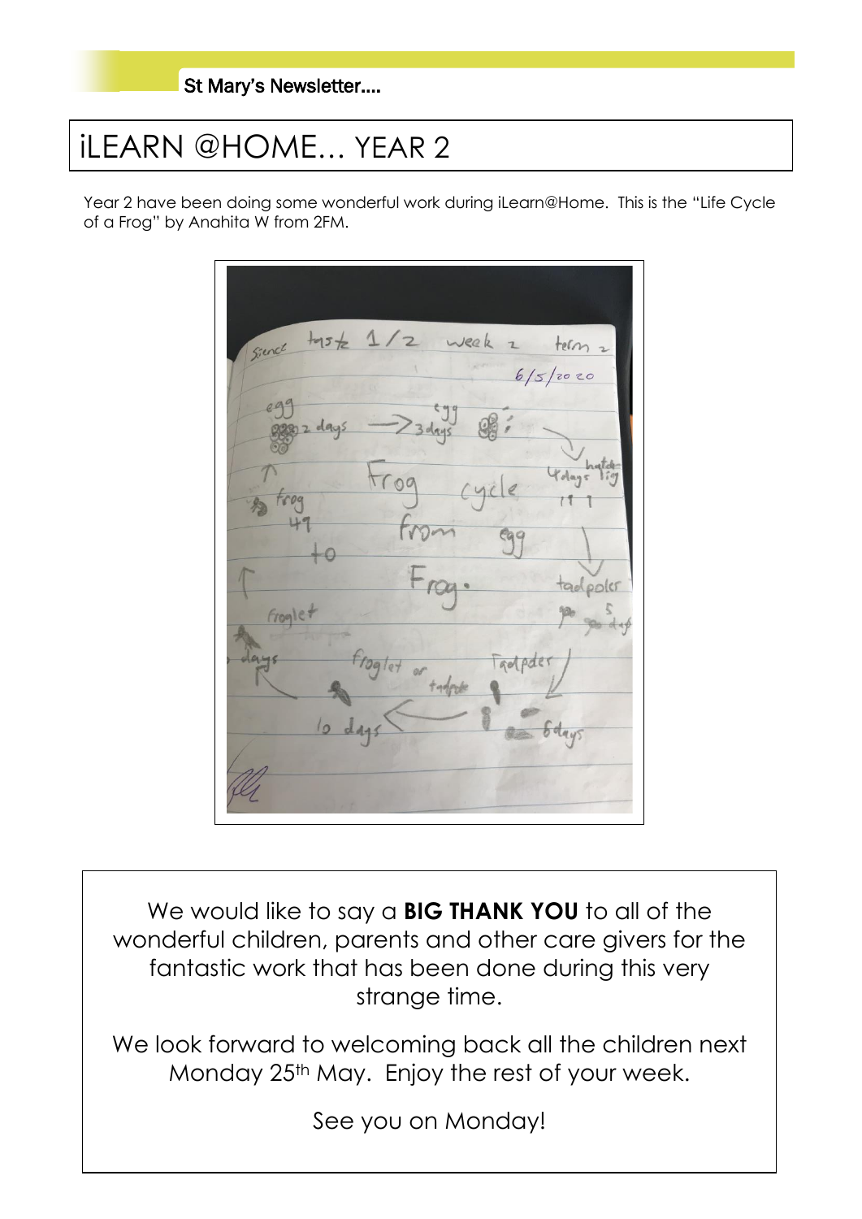# iLEARN @HOME... YEAR 2

Year 2 have been doing some wonderful work during iLearn@Home. This is the "Life Cycle of a Frog" by Anahita W from 2FM.

We would like to say a **BIG THANK YOU** to all of the wonderful children, parents and other care givers for the fantastic work that has been done during this very strange time.

We look forward to welcoming back all the children next Monday 25th May. Enjoy the rest of your week.

See you on Monday!